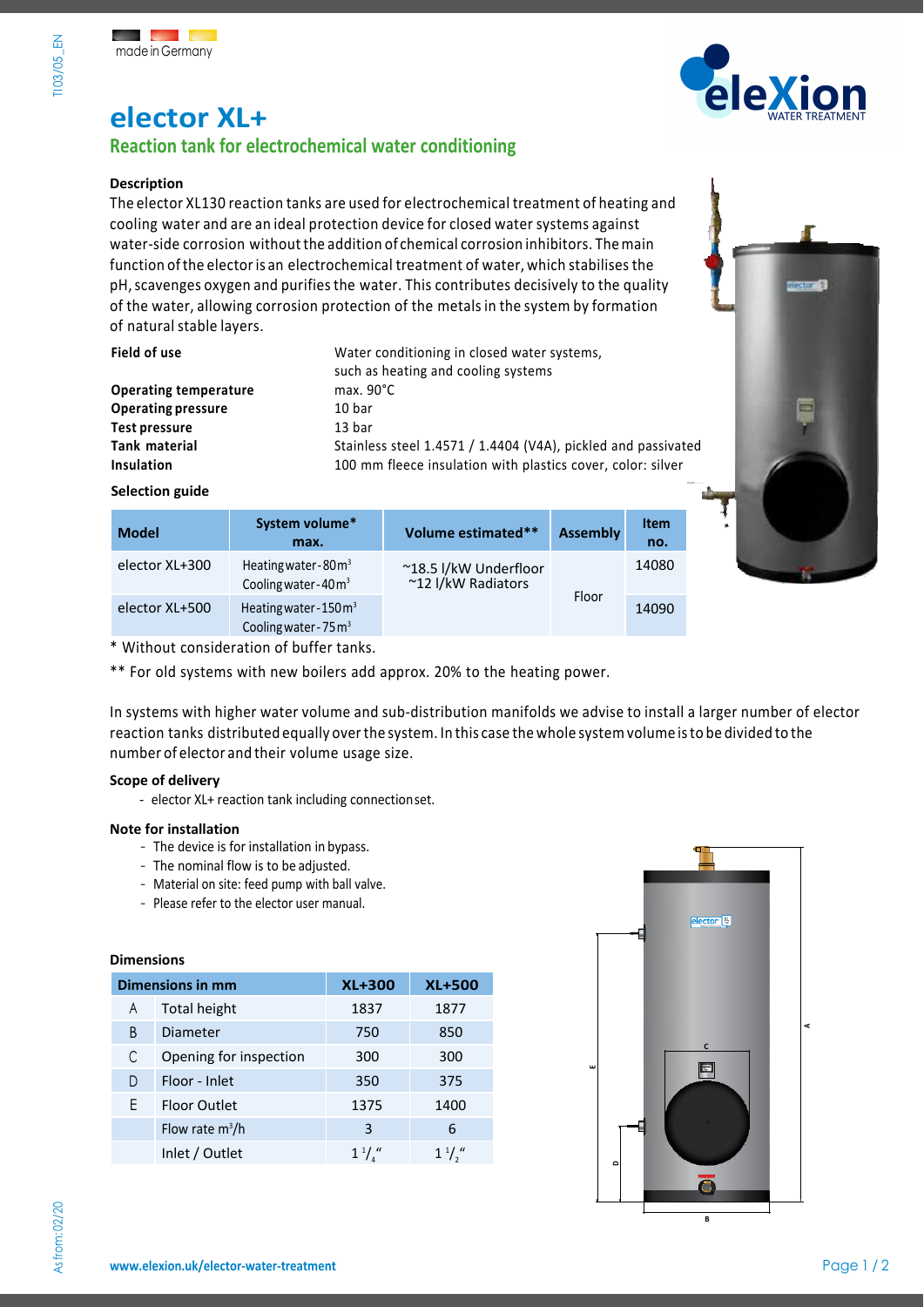made in Germany

# elector XL+

## Reaction tank for electrochemical water conditioning

**Description**

The elector XL130 reaction tanks are used for electrochemical treatment of heating and cooling water and are an ideal protection device for closed water systems against water-side corrosion without the addition of chemical corrosion inhibitors. The main function of the elector is an electrochemical treatment of water, which stabilises the pH, scavenges oxygen and purifies the water. This contributes decisively to the quality of the water, allowing corrosion protection of the metals in the system by formation of natural stable layers.

| | |
|---|---|
| **Field of use** | Water conditioning in closed water systems, such as heating and cooling systems |
| **Operating temperature** | max. 90°C |
| **Operating pressure** | 10 bar |
| **Test pressure** | 13 bar |
| **Tank material** | Stainless steel 1.4571 / 1.4404 (V4A), pickled and passivated |
| **Insulation** | 100 mm fleece insulation with plastics cover, color: silver |

**Selection guide**

| Model | System volume* max. | Volume estimated** | Assembly | Item no. |
|---|---|---|---|---|
| elector XL+300 | Heating water - 80 m³<br>Cooling water - 40 m³ | ~18.5 l/kW Underfloor<br>~12 l/kW Radiators | Floor | 14080 |
| elector XL+500 | Heating water - 150 m³<br>Cooling water - 75 m³ | | | 14090 |

\* Without consideration of buffer tanks.

\*\* For old systems with new boilers add approx. 20% to the heating power.

In systems with higher water volume and sub-distribution manifolds we advise to install a larger number of elector reaction tanks distributed equally over the system. In this case the whole system volume is to be divided to the number of elector and their volume usage size.

**Scope of delivery**

- elector XL+ reaction tank including connection set.

**Note for installation**

- The device is for installation in bypass.
- The nominal flow is to be adjusted.
- Material on site: feed pump with ball valve.
- Please refer to the elector user manual.

**Dimensions**

| | Dimensions in mm | XL+300 | XL+500 |
|---|---|---|---|
| A | Total height | 1837 | 1877 |
| B | Diameter | 750 | 850 |
| C | Opening for inspection | 300 | 300 |
| D | Floor - Inlet | 350 | 375 |
| E | Floor Outlet | 1375 | 1400 |
| | Flow rate m³/h | 3 | 6 |
| | Inlet / Outlet | 1 1/4" | 1 1/2" |

www.elexion.uk/elector-water-treatment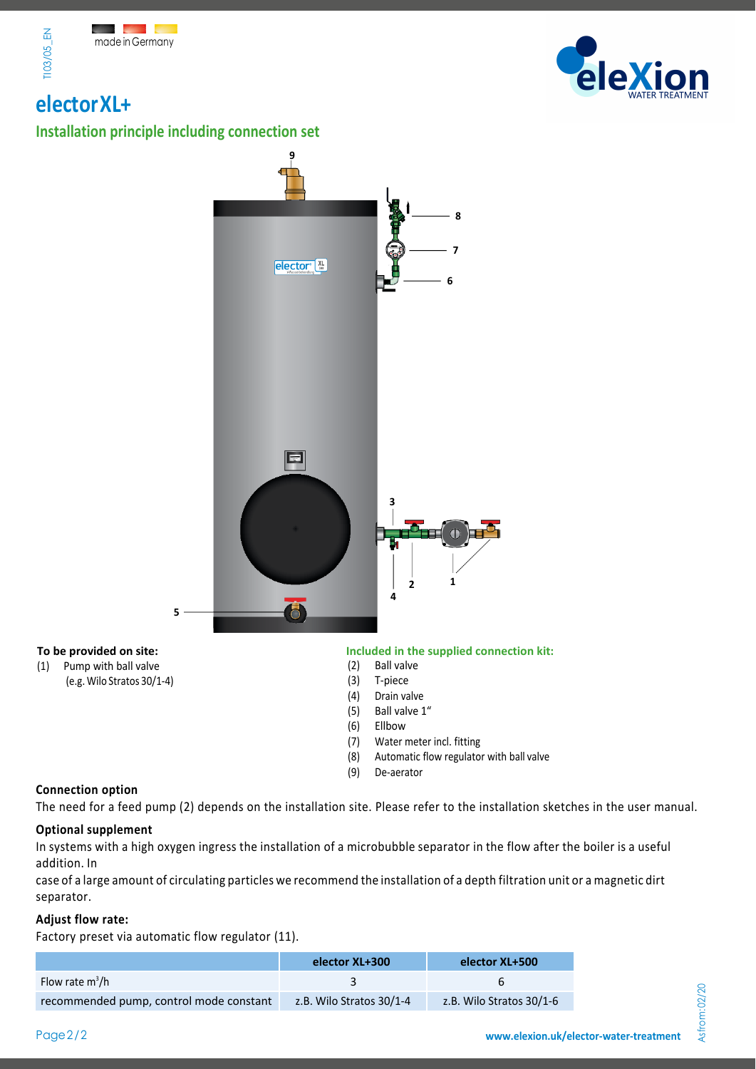made in Germany

# elector XL+

## Installation principle including connection set

9

8

7

6

3

2

1

4

5

**To be provided on site:**

(1) Pump with ball valve
(e.g. Wilo Stratos 30/1-4)

**Included in the supplied connection kit:**

(2) Ball valve
(3) T-piece
(4) Drain valve
(5) Ball valve 1“
(6) Ellbow
(7) Water meter incl. fitting
(8) Automatic flow regulator with ball valve
(9) De-aerator

**Connection option**

The need for a feed pump (2) depends on the installation site. Please refer to the installation sketches in the user manual.

**Optional supplement**

In systems with a high oxygen ingress the installation of a microbubble separator in the flow after the boiler is a useful addition. In
case of a large amount of circulating particles we recommend the installation of a depth filtration unit or a magnetic dirt separator.

**Adjust flow rate:**

Factory preset via automatic flow regulator (11).

| | elector XL+300 | elector XL+500 |
|---|---|---|
| Flow rate $m^3/h$ | 3 | 6 |
| recommended pump, control mode constant | z.B. Wilo Stratos 30/1-4 | z.B. Wilo Stratos 30/1-6 |

www.elexion.uk/elector-water-treatment